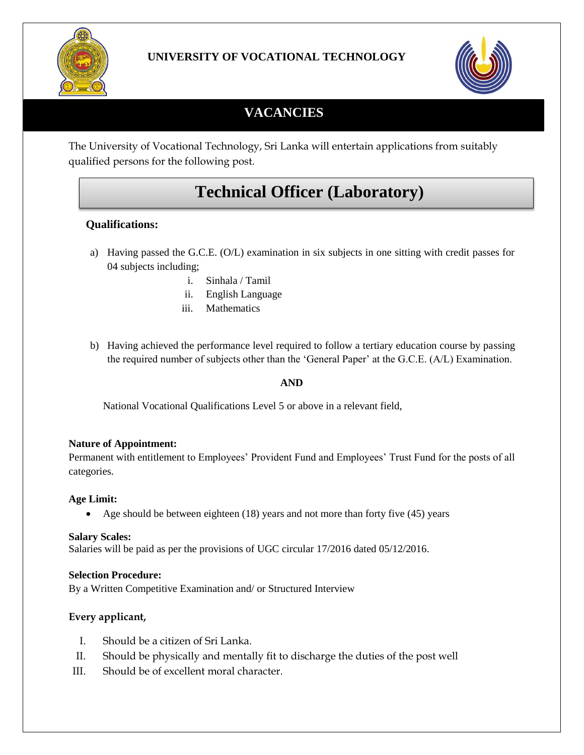# UNIVERSITY OF VOCATIONAL TECHNOLOGY

## VACANCIES

The University of Vocational Technology, Sri Lanka will entertain applications from suitably qualified persons for the following post.

## Technical Officer (Laboratory)

### Qualifications:

a) Having passed the G.C.E. (O/L) examination in six subjects in one sitting with credit passes for 04 subjects including;

   i. Sinhala / Tamil
   ii. English Language
   iii. Mathematics

b) Having achieved the performance level required to follow a tertiary education course by passing the required number of subjects other than the 'General Paper' at the G.C.E. (A/L) Examination.

**AND**

National Vocational Qualifications Level 5 or above in a relevant field,

**Nature of Appointment:**
Permanent with entitlement to Employees' Provident Fund and Employees' Trust Fund for the posts of all categories.

**Age Limit:**

- Age should be between eighteen (18) years and not more than forty five (45) years

**Salary Scales:**
Salaries will be paid as per the provisions of UGC circular 17/2016 dated 05/12/2016.

**Selection Procedure:**
By a Written Competitive Examination and/ or Structured Interview

**Every applicant,**

I. Should be a citizen of Sri Lanka.
II. Should be physically and mentally fit to discharge the duties of the post well
III. Should be of excellent moral character.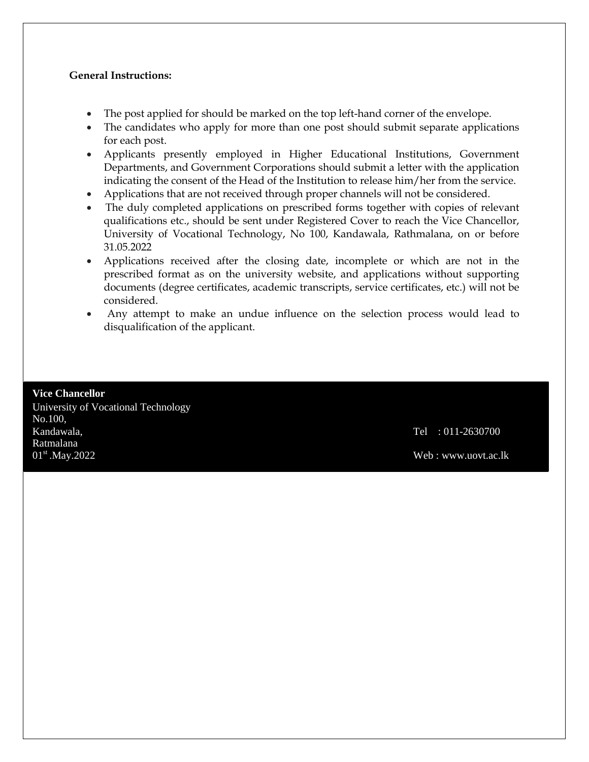**General Instructions:**

- The post applied for should be marked on the top left-hand corner of the envelope.
- The candidates who apply for more than one post should submit separate applications for each post.
- Applicants presently employed in Higher Educational Institutions, Government Departments, and Government Corporations should submit a letter with the application indicating the consent of the Head of the Institution to release him/her from the service.
- Applications that are not received through proper channels will not be considered.
- The duly completed applications on prescribed forms together with copies of relevant qualifications etc., should be sent under Registered Cover to reach the Vice Chancellor, University of Vocational Technology, No 100, Kandawala, Rathmalana, on or before 31.05.2022
- Applications received after the closing date, incomplete or which are not in the prescribed format as on the university website, and applications without supporting documents (degree certificates, academic transcripts, service certificates, etc.) will not be considered.
- Any attempt to make an undue influence on the selection process would lead to disqualification of the applicant.

**Vice Chancellor**
University of Vocational Technology
No.100,
Kandawala,
Ratmalana
01st .May.2022

Tel : 011-2630700

Web : www.uovt.ac.lk